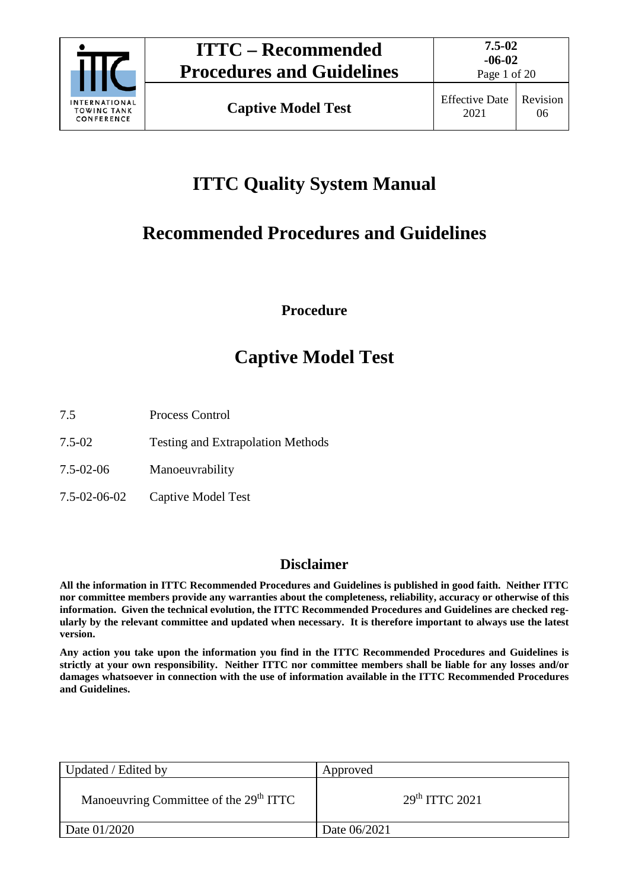# ITTC Quality System Manual

## Recommended Procedures and Guidelines

**Procedure**

# Captive Model Test

| | |
|---|---|
| 7.5 | Process Control |
| 7.5-02 | Testing and Extrapolation Methods |
| 7.5-02-06 | Manoeuvrability |
| 7.5-02-06-02 | Captive Model Test |

## Disclaimer

**All the information in ITTC Recommended Procedures and Guidelines is published in good faith. Neither ITTC nor committee members provide any warranties about the completeness, reliability, accuracy or otherwise of this information. Given the technical evolution, the ITTC Recommended Procedures and Guidelines are checked regularly by the relevant committee and updated when necessary. It is therefore important to always use the latest version.**

**Any action you take upon the information you find in the ITTC Recommended Procedures and Guidelines is strictly at your own responsibility. Neither ITTC nor committee members shall be liable for any losses and/or damages whatsoever in connection with the use of information available in the ITTC Recommended Procedures and Guidelines.**

| Updated / Edited by | Approved |
|---|---|
| Manoeuvring Committee of the 29th ITTC | 29th ITTC 2021 |
| Date 01/2020 | Date 06/2021 |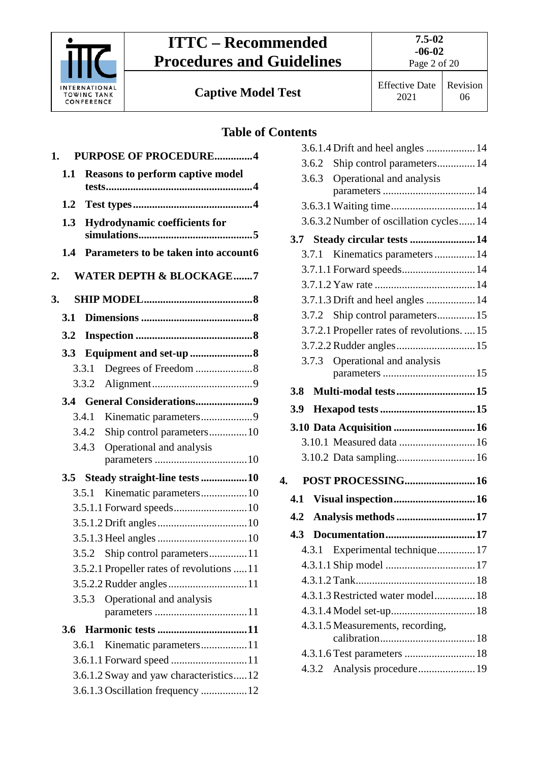## Table of Contents

**1. PURPOSE OF PROCEDURE** .............. 4
- **1.1 Reasons to perform captive model tests** .............. 4
- **1.2 Test types** .............. 4
- **1.3 Hydrodynamic coefficients for simulations** .............. 5
- **1.4 Parameters to be taken into account** .............. 6

**2. WATER DEPTH & BLOCKAGE** .............. 7

**3. SHIP MODEL** .............. 8
- **3.1 Dimensions** .............. 8
- **3.2 Inspection** .............. 8
- **3.3 Equipment and set-up** .............. 8
  - 3.3.1 Degrees of Freedom .............. 8
  - 3.3.2 Alignment .............. 9
- **3.4 General Considerations** .............. 9
  - 3.4.1 Kinematic parameters .............. 9
  - 3.4.2 Ship control parameters .............. 10
  - 3.4.3 Operational and analysis parameters .............. 10
- **3.5 Steady straight-line tests** .............. 10
  - 3.5.1 Kinematic parameters .............. 10
  - 3.5.1.1 Forward speeds .............. 10
  - 3.5.1.2 Drift angles .............. 10
  - 3.5.1.3 Heel angles .............. 10
  - 3.5.2 Ship control parameters .............. 11
  - 3.5.2.1 Propeller rates of revolutions .............. 11
  - 3.5.2.2 Rudder angles .............. 11
  - 3.5.3 Operational and analysis parameters .............. 11
- **3.6 Harmonic tests** .............. 11
  - 3.6.1 Kinematic parameters .............. 11
  - 3.6.1.1 Forward speed .............. 11
  - 3.6.1.2 Sway and yaw characteristics .............. 12
  - 3.6.1.3 Oscillation frequency .............. 12
  - 3.6.1.4 Drift and heel angles .............. 14
  - 3.6.2 Ship control parameters .............. 14
  - 3.6.3 Operational and analysis parameters .............. 14
  - 3.6.3.1 Waiting time .............. 14
  - 3.6.3.2 Number of oscillation cycles .............. 14
- **3.7 Steady circular tests** .............. 14
  - 3.7.1 Kinematics parameters .............. 14
  - 3.7.1.1 Forward speeds .............. 14
  - 3.7.1.2 Yaw rate .............. 14
  - 3.7.1.3 Drift and heel angles .............. 14
  - 3.7.2 Ship control parameters .............. 15
  - 3.7.2.1 Propeller rates of revolutions. .............. 15
  - 3.7.2.2 Rudder angles .............. 15
  - 3.7.3 Operational and analysis parameters .............. 15
- **3.8 Multi-modal tests** .............. 15
- **3.9 Hexapod tests** .............. 15
- **3.10 Data Acquisition** .............. 16
  - 3.10.1 Measured data .............. 16
  - 3.10.2 Data sampling .............. 16

**4. POST PROCESSING** .............. 16
- **4.1 Visual inspection** .............. 16
- **4.2 Analysis methods** .............. 17
- **4.3 Documentation** .............. 17
  - 4.3.1 Experimental technique .............. 17
  - 4.3.1.1 Ship model .............. 17
  - 4.3.1.2 Tank .............. 18
  - 4.3.1.3 Restricted water model .............. 18
  - 4.3.1.4 Model set-up .............. 18
  - 4.3.1.5 Measurements, recording, calibration .............. 18
  - 4.3.1.6 Test parameters .............. 18
  - 4.3.2 Analysis procedure .............. 19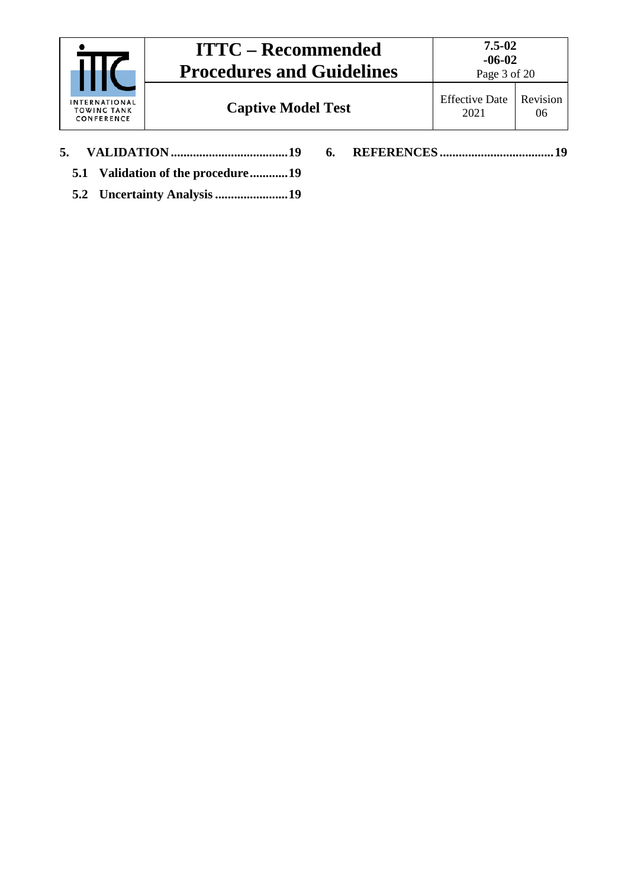**5. VALIDATION .................................... 19**

**5.1 Validation of the procedure ........... 19**

**5.2 Uncertainty Analysis ...................... 19**

**6. REFERENCES ................................... 19**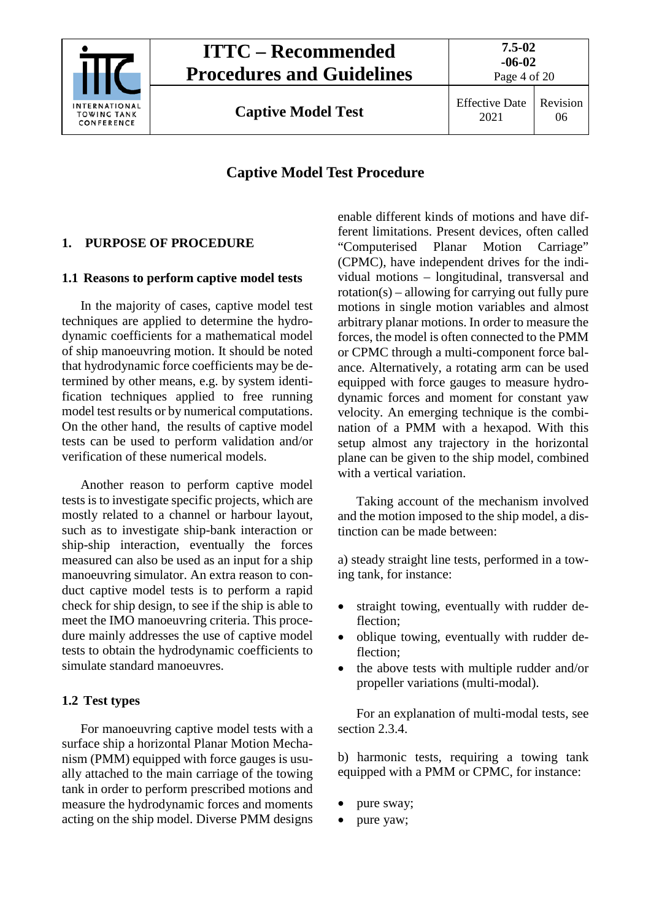## Captive Model Test Procedure

## 1. PURPOSE OF PROCEDURE

### 1.1 Reasons to perform captive model tests

In the majority of cases, captive model test techniques are applied to determine the hydrodynamic coefficients for a mathematical model of ship manoeuvring motion. It should be noted that hydrodynamic force coefficients may be determined by other means, e.g. by system identification techniques applied to free running model test results or by numerical computations. On the other hand, the results of captive model tests can be used to perform validation and/or verification of these numerical models.

Another reason to perform captive model tests is to investigate specific projects, which are mostly related to a channel or harbour layout, such as to investigate ship-bank interaction or ship-ship interaction, eventually the forces measured can also be used as an input for a ship manoeuvring simulator. An extra reason to conduct captive model tests is to perform a rapid check for ship design, to see if the ship is able to meet the IMO manoeuvring criteria. This procedure mainly addresses the use of captive model tests to obtain the hydrodynamic coefficients to simulate standard manoeuvres.

### 1.2 Test types

For manoeuvring captive model tests with a surface ship a horizontal Planar Motion Mechanism (PMM) equipped with force gauges is usually attached to the main carriage of the towing tank in order to perform prescribed motions and measure the hydrodynamic forces and moments acting on the ship model. Diverse PMM designs enable different kinds of motions and have different limitations. Present devices, often called "Computerised Planar Motion Carriage" (CPMC), have independent drives for the individual motions – longitudinal, transversal and rotation(s) – allowing for carrying out fully pure motions in single motion variables and almost arbitrary planar motions. In order to measure the forces, the model is often connected to the PMM or CPMC through a multi-component force balance. Alternatively, a rotating arm can be used equipped with force gauges to measure hydrodynamic forces and moment for constant yaw velocity. An emerging technique is the combination of a PMM with a hexapod. With this setup almost any trajectory in the horizontal plane can be given to the ship model, combined with a vertical variation.

Taking account of the mechanism involved and the motion imposed to the ship model, a distinction can be made between:

a) steady straight line tests, performed in a towing tank, for instance:

- straight towing, eventually with rudder deflection;
- oblique towing, eventually with rudder deflection;
- the above tests with multiple rudder and/or propeller variations (multi-modal).

For an explanation of multi-modal tests, see section 2.3.4.

b) harmonic tests, requiring a towing tank equipped with a PMM or CPMC, for instance:

- pure sway;
- pure yaw;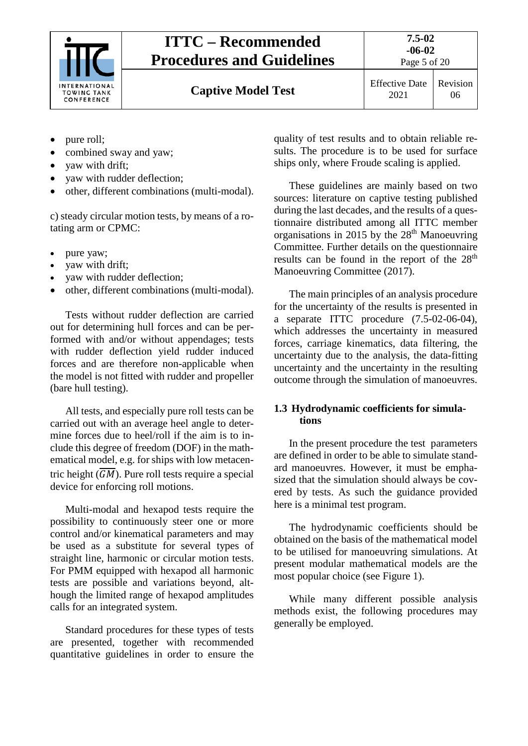- pure roll;
- combined sway and yaw;
- yaw with drift;
- yaw with rudder deflection;
- other, different combinations (multi-modal).

c) steady circular motion tests, by means of a rotating arm or CPMC:

- pure yaw;
- yaw with drift;
- yaw with rudder deflection;
- other, different combinations (multi-modal).

Tests without rudder deflection are carried out for determining hull forces and can be performed with and/or without appendages; tests with rudder deflection yield rudder induced forces and are therefore non-applicable when the model is not fitted with rudder and propeller (bare hull testing).

All tests, and especially pure roll tests can be carried out with an average heel angle to determine forces due to heel/roll if the aim is to include this degree of freedom (DOF) in the mathematical model, e.g. for ships with low metacentric height ($\overline{GM}$). Pure roll tests require a special device for enforcing roll motions.

Multi-modal and hexapod tests require the possibility to continuously steer one or more control and/or kinematical parameters and may be used as a substitute for several types of straight line, harmonic or circular motion tests. For PMM equipped with hexapod all harmonic tests are possible and variations beyond, although the limited range of hexapod amplitudes calls for an integrated system.

Standard procedures for these types of tests are presented, together with recommended quantitative guidelines in order to ensure the quality of test results and to obtain reliable results. The procedure is to be used for surface ships only, where Froude scaling is applied.

These guidelines are mainly based on two sources: literature on captive testing published during the last decades, and the results of a questionnaire distributed among all ITTC member organisations in 2015 by the 28th Manoeuvring Committee. Further details on the questionnaire results can be found in the report of the 28th Manoeuvring Committee (2017).

The main principles of an analysis procedure for the uncertainty of the results is presented in a separate ITTC procedure (7.5-02-06-04), which addresses the uncertainty in measured forces, carriage kinematics, data filtering, the uncertainty due to the analysis, the data-fitting uncertainty and the uncertainty in the resulting outcome through the simulation of manoeuvres.

### 1.3 Hydrodynamic coefficients for simulations

In the present procedure the test parameters are defined in order to be able to simulate standard manoeuvres. However, it must be emphasized that the simulation should always be covered by tests. As such the guidance provided here is a minimal test program.

The hydrodynamic coefficients should be obtained on the basis of the mathematical model to be utilised for manoeuvring simulations. At present modular mathematical models are the most popular choice (see Figure 1).

While many different possible analysis methods exist, the following procedures may generally be employed.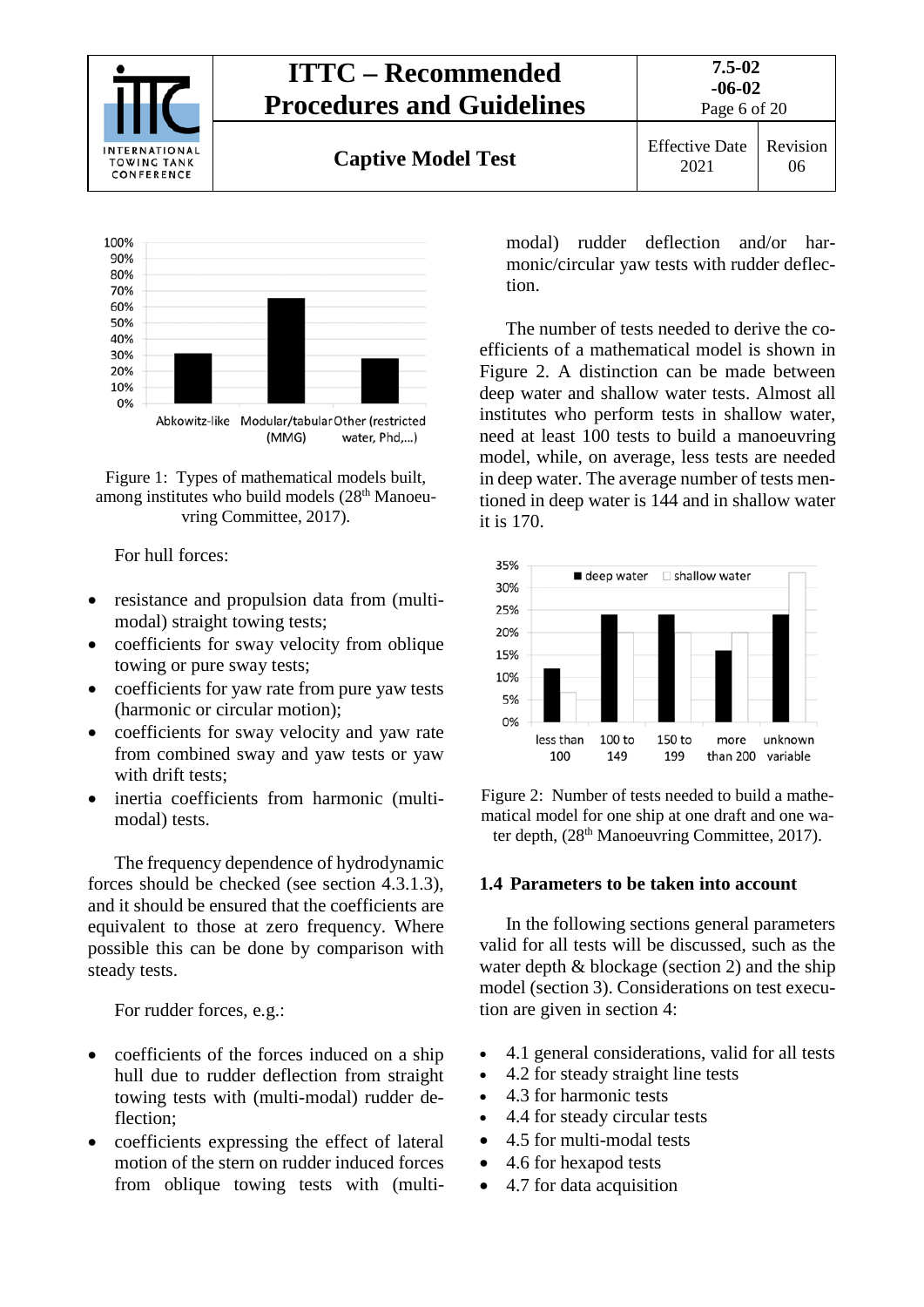Figure 1: Types of mathematical models built, among institutes who build models (28th Manoeuvring Committee, 2017).

For hull forces:

- resistance and propulsion data from (multi-modal) straight towing tests;
- coefficients for sway velocity from oblique towing or pure sway tests;
- coefficients for yaw rate from pure yaw tests (harmonic or circular motion);
- coefficients for sway velocity and yaw rate from combined sway and yaw tests or yaw with drift tests;
- inertia coefficients from harmonic (multi-modal) tests.

The frequency dependence of hydrodynamic forces should be checked (see section 4.3.1.3), and it should be ensured that the coefficients are equivalent to those at zero frequency. Where possible this can be done by comparison with steady tests.

For rudder forces, e.g.:

- coefficients of the forces induced on a ship hull due to rudder deflection from straight towing tests with (multi-modal) rudder deflection;
- coefficients expressing the effect of lateral motion of the stern on rudder induced forces from oblique towing tests with (multi-modal) rudder deflection and/or harmonic/circular yaw tests with rudder deflection.

The number of tests needed to derive the coefficients of a mathematical model is shown in Figure 2. A distinction can be made between deep water and shallow water tests. Almost all institutes who perform tests in shallow water, need at least 100 tests to build a manoeuvring model, while, on average, less tests are needed in deep water. The average number of tests mentioned in deep water is 144 and in shallow water it is 170.

Figure 2: Number of tests needed to build a mathematical model for one ship at one draft and one water depth, (28th Manoeuvring Committee, 2017).

## 1.4 Parameters to be taken into account

In the following sections general parameters valid for all tests will be discussed, such as the water depth & blockage (section 2) and the ship model (section 3). Considerations on test execution are given in section 4:

- 4.1 general considerations, valid for all tests
- 4.2 for steady straight line tests
- 4.3 for harmonic tests
- 4.4 for steady circular tests
- 4.5 for multi-modal tests
- 4.6 for hexapod tests
- 4.7 for data acquisition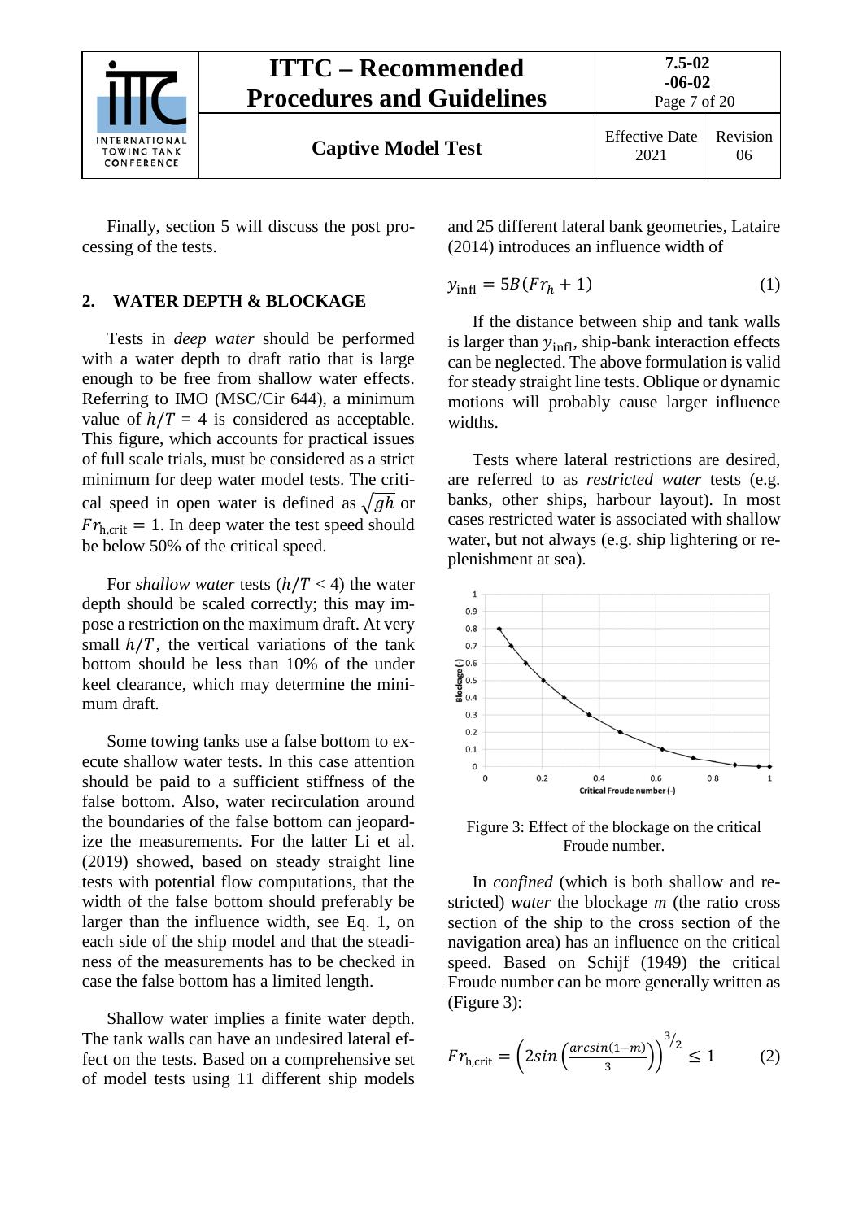Finally, section 5 will discuss the post processing of the tests.

## 2. WATER DEPTH & BLOCKAGE

Tests in *deep water* should be performed with a water depth to draft ratio that is large enough to be free from shallow water effects. Referring to IMO (MSC/Cir 644), a minimum value of $h/T$ = 4 is considered as acceptable. This figure, which accounts for practical issues of full scale trials, must be considered as a strict minimum for deep water model tests. The critical speed in open water is defined as $\sqrt{gh}$ or $Fr_{\mathrm{h,crit}} = 1$. In deep water the test speed should be below 50% of the critical speed.

For *shallow water* tests ($h/T$ < 4) the water depth should be scaled correctly; this may impose a restriction on the maximum draft. At very small $h/T$, the vertical variations of the tank bottom should be less than 10% of the under keel clearance, which may determine the minimum draft.

Some towing tanks use a false bottom to execute shallow water tests. In this case attention should be paid to a sufficient stiffness of the false bottom. Also, water recirculation around the boundaries of the false bottom can jeopardize the measurements. For the latter Li et al. (2019) showed, based on steady straight line tests with potential flow computations, that the width of the false bottom should preferably be larger than the influence width, see Eq. 1, on each side of the ship model and that the steadiness of the measurements has to be checked in case the false bottom has a limited length.

Shallow water implies a finite water depth. The tank walls can have an undesired lateral effect on the tests. Based on a comprehensive set of model tests using 11 different ship models and 25 different lateral bank geometries, Lataire (2014) introduces an influence width of

$$y_{\mathrm{infl}} = 5B(Fr_h + 1) \tag{1}$$

If the distance between ship and tank walls is larger than $y_{\mathrm{infl}}$, ship-bank interaction effects can be neglected. The above formulation is valid for steady straight line tests. Oblique or dynamic motions will probably cause larger influence widths.

Tests where lateral restrictions are desired, are referred to as *restricted water* tests (e.g. banks, other ships, harbour layout). In most cases restricted water is associated with shallow water, but not always (e.g. ship lightering or replenishment at sea).

Figure 3: Effect of the blockage on the critical Froude number.

In *confined* (which is both shallow and restricted) *water* the blockage *m* (the ratio cross section of the ship to the cross section of the navigation area) has an influence on the critical speed. Based on Schijf (1949) the critical Froude number can be more generally written as (Figure 3):

$$Fr_{\mathrm{h,crit}} = \left(2\sin\left(\frac{\arcsin(1-m)}{3}\right)\right)^{3/2} \leq 1 \tag{2}$$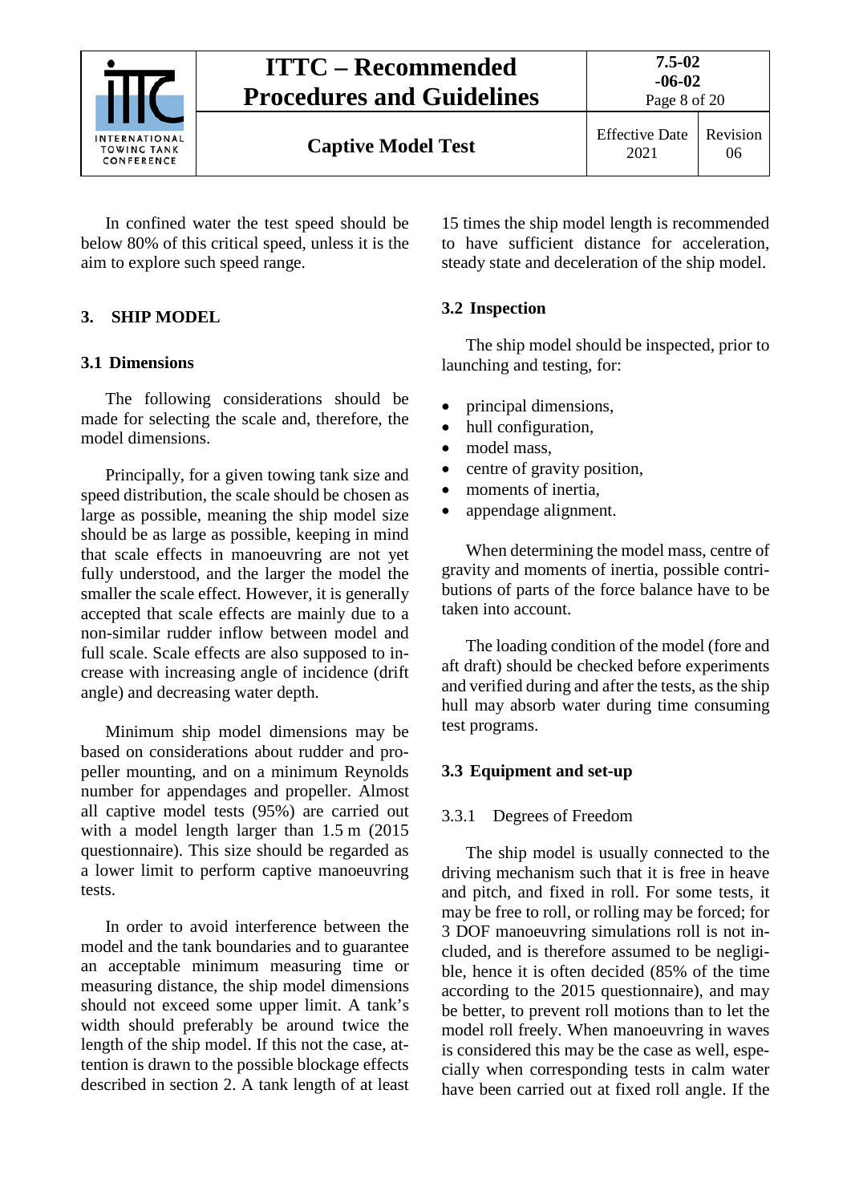In confined water the test speed should be below 80% of this critical speed, unless it is the aim to explore such speed range.

## 3. SHIP MODEL

### 3.1 Dimensions

The following considerations should be made for selecting the scale and, therefore, the model dimensions.

Principally, for a given towing tank size and speed distribution, the scale should be chosen as large as possible, meaning the ship model size should be as large as possible, keeping in mind that scale effects in manoeuvring are not yet fully understood, and the larger the model the smaller the scale effect. However, it is generally accepted that scale effects are mainly due to a non-similar rudder inflow between model and full scale. Scale effects are also supposed to increase with increasing angle of incidence (drift angle) and decreasing water depth.

Minimum ship model dimensions may be based on considerations about rudder and propeller mounting, and on a minimum Reynolds number for appendages and propeller. Almost all captive model tests (95%) are carried out with a model length larger than 1.5 m (2015 questionnaire). This size should be regarded as a lower limit to perform captive manoeuvring tests.

In order to avoid interference between the model and the tank boundaries and to guarantee an acceptable minimum measuring time or measuring distance, the ship model dimensions should not exceed some upper limit. A tank's width should preferably be around twice the length of the ship model. If this not the case, attention is drawn to the possible blockage effects described in section 2. A tank length of at least 15 times the ship model length is recommended to have sufficient distance for acceleration, steady state and deceleration of the ship model.

### 3.2 Inspection

The ship model should be inspected, prior to launching and testing, for:

- principal dimensions,
- hull configuration,
- model mass,
- centre of gravity position,
- moments of inertia,
- appendage alignment.

When determining the model mass, centre of gravity and moments of inertia, possible contributions of parts of the force balance have to be taken into account.

The loading condition of the model (fore and aft draft) should be checked before experiments and verified during and after the tests, as the ship hull may absorb water during time consuming test programs.

### 3.3 Equipment and set-up

#### 3.3.1 Degrees of Freedom

The ship model is usually connected to the driving mechanism such that it is free in heave and pitch, and fixed in roll. For some tests, it may be free to roll, or rolling may be forced; for 3 DOF manoeuvring simulations roll is not included, and is therefore assumed to be negligible, hence it is often decided (85% of the time according to the 2015 questionnaire), and may be better, to prevent roll motions than to let the model roll freely. When manoeuvring in waves is considered this may be the case as well, especially when corresponding tests in calm water have been carried out at fixed roll angle. If the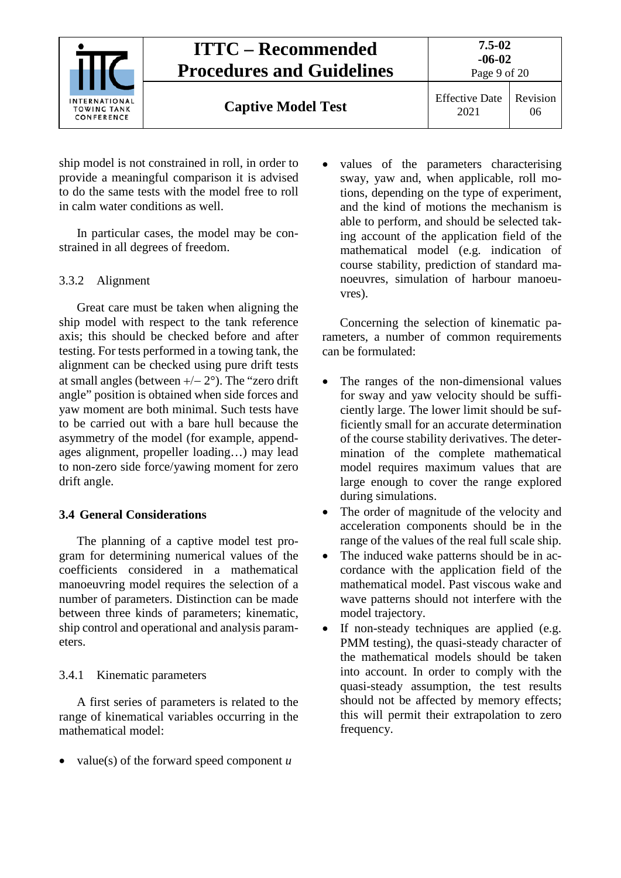ship model is not constrained in roll, in order to provide a meaningful comparison it is advised to do the same tests with the model free to roll in calm water conditions as well.

In particular cases, the model may be constrained in all degrees of freedom.

#### 3.3.2 Alignment

Great care must be taken when aligning the ship model with respect to the tank reference axis; this should be checked before and after testing. For tests performed in a towing tank, the alignment can be checked using pure drift tests at small angles (between +/– 2°). The "zero drift angle" position is obtained when side forces and yaw moment are both minimal. Such tests have to be carried out with a bare hull because the asymmetry of the model (for example, appendages alignment, propeller loading…) may lead to non-zero side force/yawing moment for zero drift angle.

### 3.4 General Considerations

The planning of a captive model test program for determining numerical values of the coefficients considered in a mathematical manoeuvring model requires the selection of a number of parameters. Distinction can be made between three kinds of parameters; kinematic, ship control and operational and analysis parameters.

#### 3.4.1 Kinematic parameters

A first series of parameters is related to the range of kinematical variables occurring in the mathematical model:

- value(s) of the forward speed component $u$
- values of the parameters characterising sway, yaw and, when applicable, roll motions, depending on the type of experiment, and the kind of motions the mechanism is able to perform, and should be selected taking account of the application field of the mathematical model (e.g. indication of course stability, prediction of standard manoeuvres, simulation of harbour manoeuvres).

Concerning the selection of kinematic parameters, a number of common requirements can be formulated:

- The ranges of the non-dimensional values for sway and yaw velocity should be sufficiently large. The lower limit should be sufficiently small for an accurate determination of the course stability derivatives. The determination of the complete mathematical model requires maximum values that are large enough to cover the range explored during simulations.
- The order of magnitude of the velocity and acceleration components should be in the range of the values of the real full scale ship.
- The induced wake patterns should be in accordance with the application field of the mathematical model. Past viscous wake and wave patterns should not interfere with the model trajectory.
- If non-steady techniques are applied (e.g. PMM testing), the quasi-steady character of the mathematical models should be taken into account. In order to comply with the quasi-steady assumption, the test results should not be affected by memory effects; this will permit their extrapolation to zero frequency.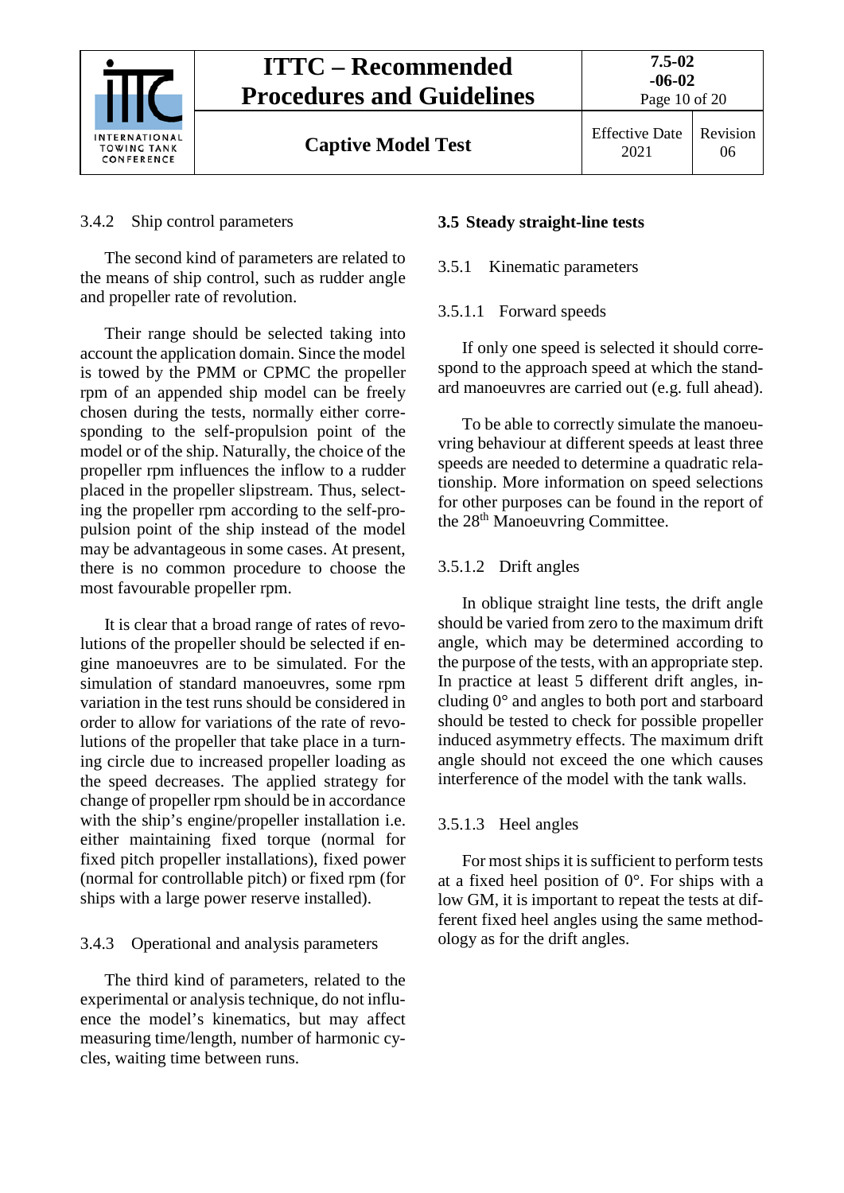### 3.4.2 Ship control parameters

The second kind of parameters are related to the means of ship control, such as rudder angle and propeller rate of revolution.

Their range should be selected taking into account the application domain. Since the model is towed by the PMM or CPMC the propeller rpm of an appended ship model can be freely chosen during the tests, normally either corresponding to the self-propulsion point of the model or of the ship. Naturally, the choice of the propeller rpm influences the inflow to a rudder placed in the propeller slipstream. Thus, selecting the propeller rpm according to the self-propulsion point of the ship instead of the model may be advantageous in some cases. At present, there is no common procedure to choose the most favourable propeller rpm.

It is clear that a broad range of rates of revolutions of the propeller should be selected if engine manoeuvres are to be simulated. For the simulation of standard manoeuvres, some rpm variation in the test runs should be considered in order to allow for variations of the rate of revolutions of the propeller that take place in a turning circle due to increased propeller loading as the speed decreases. The applied strategy for change of propeller rpm should be in accordance with the ship's engine/propeller installation i.e. either maintaining fixed torque (normal for fixed pitch propeller installations), fixed power (normal for controllable pitch) or fixed rpm (for ships with a large power reserve installed).

### 3.4.3 Operational and analysis parameters

The third kind of parameters, related to the experimental or analysis technique, do not influence the model's kinematics, but may affect measuring time/length, number of harmonic cycles, waiting time between runs.

## 3.5 Steady straight-line tests

### 3.5.1 Kinematic parameters

#### 3.5.1.1 Forward speeds

If only one speed is selected it should correspond to the approach speed at which the standard manoeuvres are carried out (e.g. full ahead).

To be able to correctly simulate the manoeuvring behaviour at different speeds at least three speeds are needed to determine a quadratic relationship. More information on speed selections for other purposes can be found in the report of the 28th Manoeuvring Committee.

#### 3.5.1.2 Drift angles

In oblique straight line tests, the drift angle should be varied from zero to the maximum drift angle, which may be determined according to the purpose of the tests, with an appropriate step. In practice at least 5 different drift angles, including 0° and angles to both port and starboard should be tested to check for possible propeller induced asymmetry effects. The maximum drift angle should not exceed the one which causes interference of the model with the tank walls.

#### 3.5.1.3 Heel angles

For most ships it is sufficient to perform tests at a fixed heel position of 0°. For ships with a low GM, it is important to repeat the tests at different fixed heel angles using the same methodology as for the drift angles.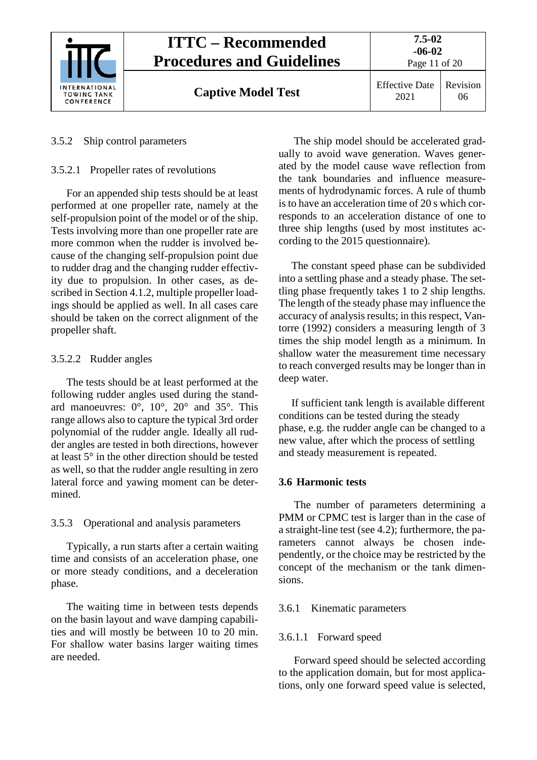### 3.5.2 Ship control parameters

#### 3.5.2.1 Propeller rates of revolutions

For an appended ship tests should be at least performed at one propeller rate, namely at the self-propulsion point of the model or of the ship. Tests involving more than one propeller rate are more common when the rudder is involved because of the changing self-propulsion point due to rudder drag and the changing rudder effectivity due to propulsion. In other cases, as described in Section 4.1.2, multiple propeller loadings should be applied as well. In all cases care should be taken on the correct alignment of the propeller shaft.

#### 3.5.2.2 Rudder angles

The tests should be at least performed at the following rudder angles used during the standard manoeuvres: 0°, 10°, 20° and 35°. This range allows also to capture the typical 3rd order polynomial of the rudder angle. Ideally all rudder angles are tested in both directions, however at least 5° in the other direction should be tested as well, so that the rudder angle resulting in zero lateral force and yawing moment can be determined.

### 3.5.3 Operational and analysis parameters

Typically, a run starts after a certain waiting time and consists of an acceleration phase, one or more steady conditions, and a deceleration phase.

The waiting time in between tests depends on the basin layout and wave damping capabilities and will mostly be between 10 to 20 min. For shallow water basins larger waiting times are needed.

The ship model should be accelerated gradually to avoid wave generation. Waves generated by the model cause wave reflection from the tank boundaries and influence measurements of hydrodynamic forces. A rule of thumb is to have an acceleration time of 20 s which corresponds to an acceleration distance of one to three ship lengths (used by most institutes according to the 2015 questionnaire).

The constant speed phase can be subdivided into a settling phase and a steady phase. The settling phase frequently takes 1 to 2 ship lengths. The length of the steady phase may influence the accuracy of analysis results; in this respect, Vantorre (1992) considers a measuring length of 3 times the ship model length as a minimum. In shallow water the measurement time necessary to reach converged results may be longer than in deep water.

If sufficient tank length is available different conditions can be tested during the steady phase, e.g. the rudder angle can be changed to a new value, after which the process of settling and steady measurement is repeated.

## 3.6 Harmonic tests

The number of parameters determining a PMM or CPMC test is larger than in the case of a straight-line test (see 4.2); furthermore, the parameters cannot always be chosen independently, or the choice may be restricted by the concept of the mechanism or the tank dimensions.

### 3.6.1 Kinematic parameters

#### 3.6.1.1 Forward speed

Forward speed should be selected according to the application domain, but for most applications, only one forward speed value is selected,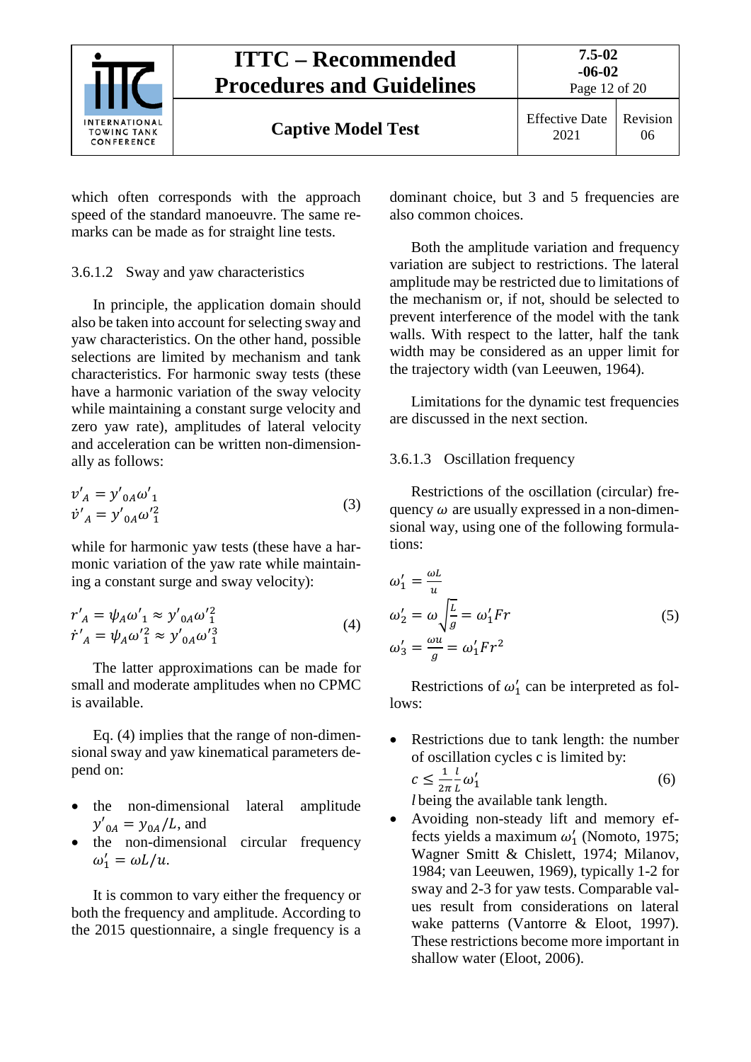which often corresponds with the approach speed of the standard manoeuvre. The same remarks can be made as for straight line tests.

#### 3.6.1.2 Sway and yaw characteristics

In principle, the application domain should also be taken into account for selecting sway and yaw characteristics. On the other hand, possible selections are limited by mechanism and tank characteristics. For harmonic sway tests (these have a harmonic variation of the sway velocity while maintaining a constant surge velocity and zero yaw rate), amplitudes of lateral velocity and acceleration can be written non-dimensionally as follows:

$$\begin{aligned} v'_A &= y'_{0A}\omega'_1 \\ \dot{v}'_A &= y'_{0A}\omega'^2_1 \end{aligned} \tag{3}$$

while for harmonic yaw tests (these have a harmonic variation of the yaw rate while maintaining a constant surge and sway velocity):

$$\begin{aligned} r'_A &= \psi_A\omega'_1 \approx y'_{0A}\omega'^2_1 \\ \dot{r}'_A &= \psi_A\omega'^2_1 \approx y'_{0A}\omega'^3_1 \end{aligned} \tag{4}$$

The latter approximations can be made for small and moderate amplitudes when no CPMC is available.

Eq. (4) implies that the range of non-dimensional sway and yaw kinematical parameters depend on:

- the non-dimensional lateral amplitude $y'_{0A} = y_{0A}/L$, and
- the non-dimensional circular frequency $\omega'_1 = \omega L/u$.

It is common to vary either the frequency or both the frequency and amplitude. According to the 2015 questionnaire, a single frequency is a dominant choice, but 3 and 5 frequencies are also common choices.

Both the amplitude variation and frequency variation are subject to restrictions. The lateral amplitude may be restricted due to limitations of the mechanism or, if not, should be selected to prevent interference of the model with the tank walls. With respect to the latter, half the tank width may be considered as an upper limit for the trajectory width (van Leeuwen, 1964).

Limitations for the dynamic test frequencies are discussed in the next section.

#### 3.6.1.3 Oscillation frequency

Restrictions of the oscillation (circular) frequency $\omega$ are usually expressed in a non-dimensional way, using one of the following formulations:

$$\begin{aligned} \omega'_1 &= \frac{\omega L}{u} \\ \omega'_2 &= \omega\sqrt{\frac{L}{g}} = \omega'_1 Fr \\ \omega'_3 &= \frac{\omega u}{g} = \omega'_1 Fr^2 \end{aligned} \tag{5}$$

Restrictions of $\omega'_1$ can be interpreted as follows:

- Restrictions due to tank length: the number of oscillation cycles c is limited by:
  $$c \leq \frac{1}{2\pi}\frac{l}{L}\omega'_1 \tag{6}$$
  $l$ being the available tank length.
- Avoiding non-steady lift and memory effects yields a maximum $\omega'_1$ (Nomoto, 1975; Wagner Smitt & Chislett, 1974; Milanov, 1984; van Leeuwen, 1969), typically 1-2 for sway and 2-3 for yaw tests. Comparable values result from considerations on lateral wake patterns (Vantorre & Eloot, 1997). These restrictions become more important in shallow water (Eloot, 2006).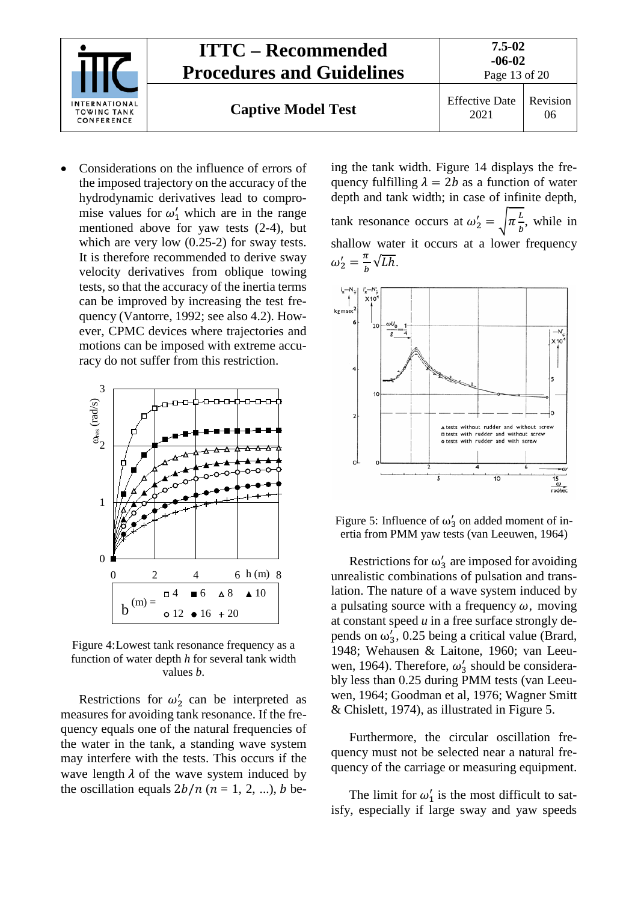- Considerations on the influence of errors of the imposed trajectory on the accuracy of the hydrodynamic derivatives lead to compromise values for $\omega_1'$ which are in the range mentioned above for yaw tests (2-4), but which are very low (0.25-2) for sway tests. It is therefore recommended to derive sway velocity derivatives from oblique towing tests, so that the accuracy of the inertia terms can be improved by increasing the test frequency (Vantorre, 1992; see also 4.2). However, CPMC devices where trajectories and motions can be imposed with extreme accuracy do not suffer from this restriction.

Figure 4: Lowest tank resonance frequency as a function of water depth *h* for several tank width values *b*.

Restrictions for $\omega_2'$ can be interpreted as measures for avoiding tank resonance. If the frequency equals one of the natural frequencies of the water in the tank, a standing wave system may interfere with the tests. This occurs if the wave length $\lambda$ of the wave system induced by the oscillation equals $2b/n$ ($n$ = 1, 2, ...), $b$ being the tank width. Figure 14 displays the frequency fulfilling $\lambda = 2b$ as a function of water depth and tank width; in case of infinite depth, tank resonance occurs at $\omega_2' = \sqrt{\pi \frac{L}{b}}$, while in shallow water it occurs at a lower frequency $\omega_2' = \frac{\pi}{b}\sqrt{Lh}$.

Figure 5: Influence of $\omega_3'$ on added moment of inertia from PMM yaw tests (van Leeuwen, 1964)

Restrictions for $\omega_3'$ are imposed for avoiding unrealistic combinations of pulsation and translation. The nature of a wave system induced by a pulsating source with a frequency $\omega$, moving at constant speed $u$ in a free surface strongly depends on $\omega_3'$, 0.25 being a critical value (Brard, 1948; Wehausen & Laitone, 1960; van Leeuwen, 1964). Therefore, $\omega_3'$ should be considerably less than 0.25 during PMM tests (van Leeuwen, 1964; Goodman et al, 1976; Wagner Smitt & Chislett, 1974), as illustrated in Figure 5.

Furthermore, the circular oscillation frequency must not be selected near a natural frequency of the carriage or measuring equipment.

The limit for $\omega_1'$ is the most difficult to satisfy, especially if large sway and yaw speeds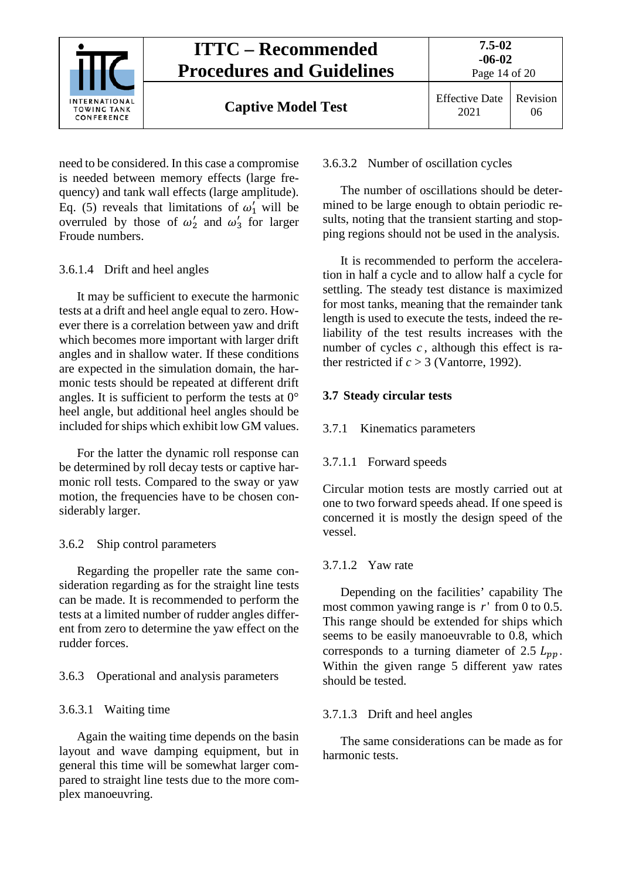need to be considered. In this case a compromise is needed between memory effects (large frequency) and tank wall effects (large amplitude). Eq. (5) reveals that limitations of $\omega_1'$ will be overruled by those of $\omega_2'$ and $\omega_3'$ for larger Froude numbers.

#### 3.6.1.4 Drift and heel angles

It may be sufficient to execute the harmonic tests at a drift and heel angle equal to zero. However there is a correlation between yaw and drift which becomes more important with larger drift angles and in shallow water. If these conditions are expected in the simulation domain, the harmonic tests should be repeated at different drift angles. It is sufficient to perform the tests at 0° heel angle, but additional heel angles should be included for ships which exhibit low GM values.

For the latter the dynamic roll response can be determined by roll decay tests or captive harmonic roll tests. Compared to the sway or yaw motion, the frequencies have to be chosen considerably larger.

### 3.6.2 Ship control parameters

Regarding the propeller rate the same consideration regarding as for the straight line tests can be made. It is recommended to perform the tests at a limited number of rudder angles different from zero to determine the yaw effect on the rudder forces.

### 3.6.3 Operational and analysis parameters

#### 3.6.3.1 Waiting time

Again the waiting time depends on the basin layout and wave damping equipment, but in general this time will be somewhat larger compared to straight line tests due to the more complex manoeuvring.

#### 3.6.3.2 Number of oscillation cycles

The number of oscillations should be determined to be large enough to obtain periodic results, noting that the transient starting and stopping regions should not be used in the analysis.

It is recommended to perform the acceleration in half a cycle and to allow half a cycle for settling. The steady test distance is maximized for most tanks, meaning that the remainder tank length is used to execute the tests, indeed the reliability of the test results increases with the number of cycles $c$, although this effect is rather restricted if $c > 3$ (Vantorre, 1992).

## 3.7 Steady circular tests

### 3.7.1 Kinematics parameters

#### 3.7.1.1 Forward speeds

Circular motion tests are mostly carried out at one to two forward speeds ahead. If one speed is concerned it is mostly the design speed of the vessel.

#### 3.7.1.2 Yaw rate

Depending on the facilities' capability The most common yawing range is $r'$ from 0 to 0.5. This range should be extended for ships which seems to be easily manoeuvrable to 0.8, which corresponds to a turning diameter of 2.5 $L_{pp}$. Within the given range 5 different yaw rates should be tested.

#### 3.7.1.3 Drift and heel angles

The same considerations can be made as for harmonic tests.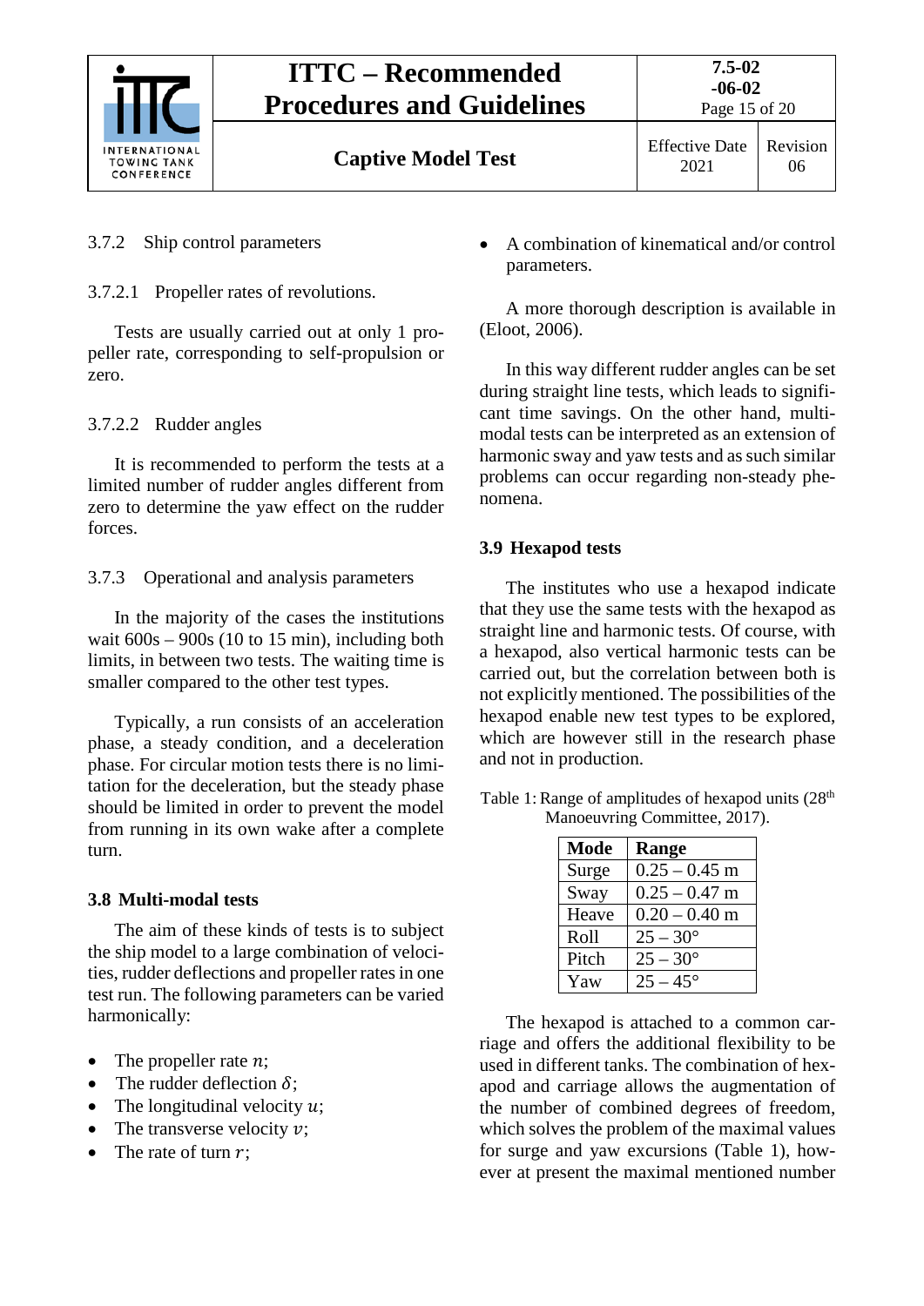3.7.2 Ship control parameters

3.7.2.1 Propeller rates of revolutions.

Tests are usually carried out at only 1 propeller rate, corresponding to self-propulsion or zero.

3.7.2.2 Rudder angles

It is recommended to perform the tests at a limited number of rudder angles different from zero to determine the yaw effect on the rudder forces.

3.7.3 Operational and analysis parameters

In the majority of the cases the institutions wait 600s – 900s (10 to 15 min), including both limits, in between two tests. The waiting time is smaller compared to the other test types.

Typically, a run consists of an acceleration phase, a steady condition, and a deceleration phase. For circular motion tests there is no limitation for the deceleration, but the steady phase should be limited in order to prevent the model from running in its own wake after a complete turn.

### 3.8 Multi-modal tests

The aim of these kinds of tests is to subject the ship model to a large combination of velocities, rudder deflections and propeller rates in one test run. The following parameters can be varied harmonically:

- The propeller rate $n$;
- The rudder deflection $\delta$;
- The longitudinal velocity $u$;
- The transverse velocity $v$;
- The rate of turn $r$;
- A combination of kinematical and/or control parameters.

A more thorough description is available in (Eloot, 2006).

In this way different rudder angles can be set during straight line tests, which leads to significant time savings. On the other hand, multi-modal tests can be interpreted as an extension of harmonic sway and yaw tests and as such similar problems can occur regarding non-steady phenomena.

### 3.9 Hexapod tests

The institutes who use a hexapod indicate that they use the same tests with the hexapod as straight line and harmonic tests. Of course, with a hexapod, also vertical harmonic tests can be carried out, but the correlation between both is not explicitly mentioned. The possibilities of the hexapod enable new test types to be explored, which are however still in the research phase and not in production.

Table 1: Range of amplitudes of hexapod units (28th Manoeuvring Committee, 2017).

| Mode | Range |
|---|---|
| Surge | 0.25 – 0.45 m |
| Sway | 0.25 – 0.47 m |
| Heave | 0.20 – 0.40 m |
| Roll | 25 – 30° |
| Pitch | 25 – 30° |
| Yaw | 25 – 45° |

The hexapod is attached to a common carriage and offers the additional flexibility to be used in different tanks. The combination of hexapod and carriage allows the augmentation of the number of combined degrees of freedom, which solves the problem of the maximal values for surge and yaw excursions (Table 1), however at present the maximal mentioned number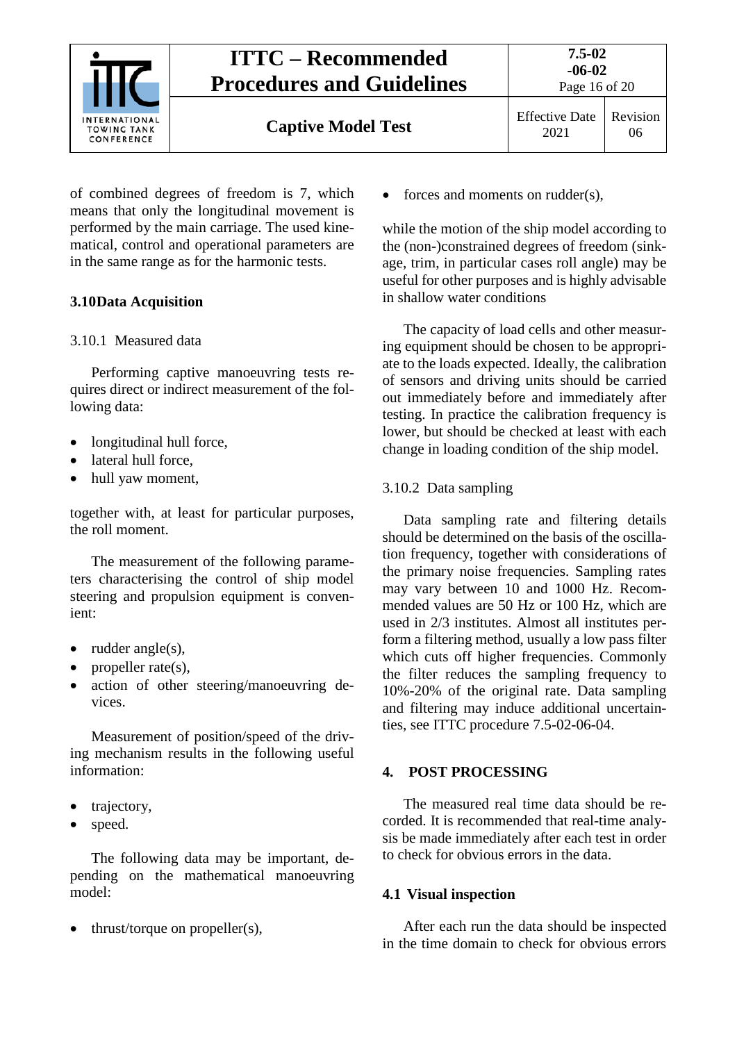of combined degrees of freedom is 7, which means that only the longitudinal movement is performed by the main carriage. The used kinematical, control and operational parameters are in the same range as for the harmonic tests.

### 3.10 Data Acquisition

#### 3.10.1 Measured data

Performing captive manoeuvring tests requires direct or indirect measurement of the following data:

- longitudinal hull force,
- lateral hull force,
- hull yaw moment,

together with, at least for particular purposes, the roll moment.

The measurement of the following parameters characterising the control of ship model steering and propulsion equipment is convenient:

- rudder angle(s),
- propeller rate(s),
- action of other steering/manoeuvring devices.

Measurement of position/speed of the driving mechanism results in the following useful information:

- trajectory,
- speed.

The following data may be important, depending on the mathematical manoeuvring model:

- thrust/torque on propeller(s),
- forces and moments on rudder(s),

while the motion of the ship model according to the (non-)constrained degrees of freedom (sinkage, trim, in particular cases roll angle) may be useful for other purposes and is highly advisable in shallow water conditions

The capacity of load cells and other measuring equipment should be chosen to be appropriate to the loads expected. Ideally, the calibration of sensors and driving units should be carried out immediately before and immediately after testing. In practice the calibration frequency is lower, but should be checked at least with each change in loading condition of the ship model.

#### 3.10.2 Data sampling

Data sampling rate and filtering details should be determined on the basis of the oscillation frequency, together with considerations of the primary noise frequencies. Sampling rates may vary between 10 and 1000 Hz. Recommended values are 50 Hz or 100 Hz, which are used in 2/3 institutes. Almost all institutes perform a filtering method, usually a low pass filter which cuts off higher frequencies. Commonly the filter reduces the sampling frequency to 10%-20% of the original rate. Data sampling and filtering may induce additional uncertainties, see ITTC procedure 7.5-02-06-04.

## 4. POST PROCESSING

The measured real time data should be recorded. It is recommended that real-time analysis be made immediately after each test in order to check for obvious errors in the data.

### 4.1 Visual inspection

After each run the data should be inspected in the time domain to check for obvious errors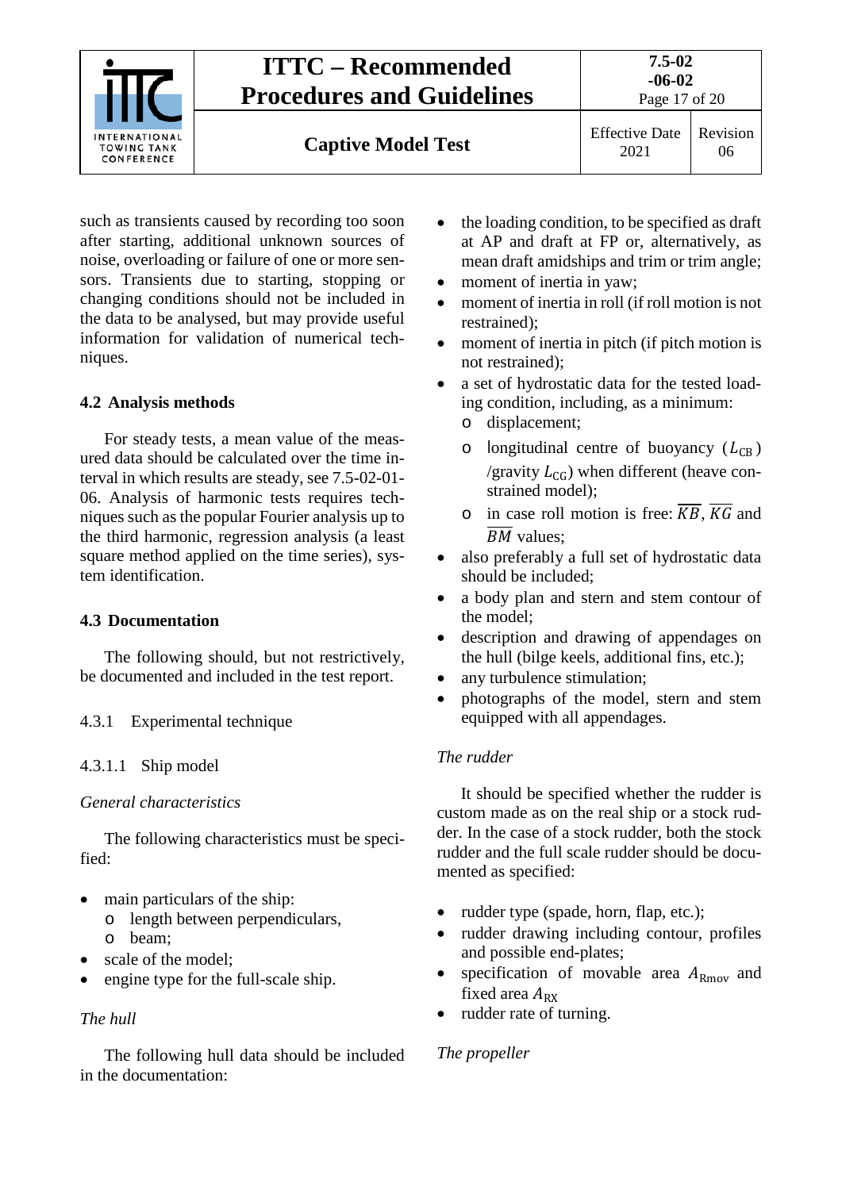such as transients caused by recording too soon after starting, additional unknown sources of noise, overloading or failure of one or more sensors. Transients due to starting, stopping or changing conditions should not be included in the data to be analysed, but may provide useful information for validation of numerical techniques.

## 4.2 Analysis methods

For steady tests, a mean value of the measured data should be calculated over the time interval in which results are steady, see 7.5-02-01-06. Analysis of harmonic tests requires techniques such as the popular Fourier analysis up to the third harmonic, regression analysis (a least square method applied on the time series), system identification.

## 4.3 Documentation

The following should, but not restrictively, be documented and included in the test report.

### 4.3.1 Experimental technique

#### 4.3.1.1 Ship model

*General characteristics*

The following characteristics must be specified:

- main particulars of the ship:
  - length between perpendiculars,
  - beam;
- scale of the model;
- engine type for the full-scale ship.

*The hull*

The following hull data should be included in the documentation:

- the loading condition, to be specified as draft at AP and draft at FP or, alternatively, as mean draft amidships and trim or trim angle;
- moment of inertia in yaw;
- moment of inertia in roll (if roll motion is not restrained);
- moment of inertia in pitch (if pitch motion is not restrained);
- a set of hydrostatic data for the tested loading condition, including, as a minimum:
  - displacement;
  - longitudinal centre of buoyancy ($L_{CB}$) /gravity $L_{CG}$) when different (heave constrained model);
  - in case roll motion is free: $\overline{KB}$, $\overline{KG}$ and $\overline{BM}$ values;
- also preferably a full set of hydrostatic data should be included;
- a body plan and stern and stem contour of the model;
- description and drawing of appendages on the hull (bilge keels, additional fins, etc.);
- any turbulence stimulation;
- photographs of the model, stern and stem equipped with all appendages.

*The rudder*

It should be specified whether the rudder is custom made as on the real ship or a stock rudder. In the case of a stock rudder, both the stock rudder and the full scale rudder should be documented as specified:

- rudder type (spade, horn, flap, etc.);
- rudder drawing including contour, profiles and possible end-plates;
- specification of movable area $A_{\mathrm{Rmov}}$ and fixed area $A_{\mathrm{RX}}$
- rudder rate of turning.

*The propeller*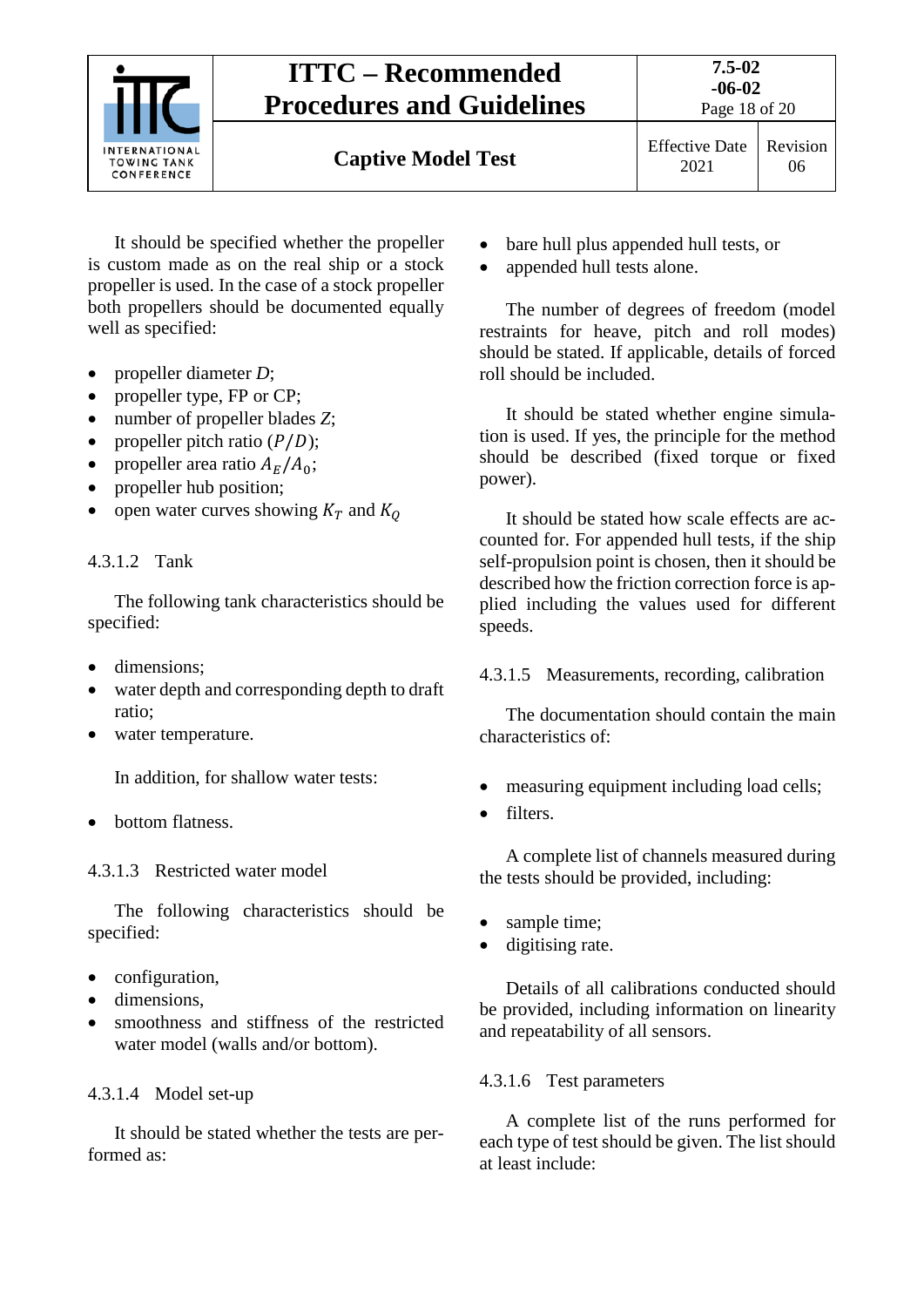It should be specified whether the propeller is custom made as on the real ship or a stock propeller is used. In the case of a stock propeller both propellers should be documented equally well as specified:

- propeller diameter $D$;
- propeller type, FP or CP;
- number of propeller blades $Z$;
- propeller pitch ratio $(P/D)$;
- propeller area ratio $A_E/A_0$;
- propeller hub position;
- open water curves showing $K_T$ and $K_Q$

#### 4.3.1.2 Tank

The following tank characteristics should be specified:

- dimensions;
- water depth and corresponding depth to draft ratio;
- water temperature.

In addition, for shallow water tests:

- bottom flatness.

#### 4.3.1.3 Restricted water model

The following characteristics should be specified:

- configuration,
- dimensions,
- smoothness and stiffness of the restricted water model (walls and/or bottom).

#### 4.3.1.4 Model set-up

It should be stated whether the tests are performed as:

- bare hull plus appended hull tests, or
- appended hull tests alone.

The number of degrees of freedom (model restraints for heave, pitch and roll modes) should be stated. If applicable, details of forced roll should be included.

It should be stated whether engine simulation is used. If yes, the principle for the method should be described (fixed torque or fixed power).

It should be stated how scale effects are accounted for. For appended hull tests, if the ship self-propulsion point is chosen, then it should be described how the friction correction force is applied including the values used for different speeds.

#### 4.3.1.5 Measurements, recording, calibration

The documentation should contain the main characteristics of:

- measuring equipment including load cells;
- filters.

A complete list of channels measured during the tests should be provided, including:

- sample time;
- digitising rate.

Details of all calibrations conducted should be provided, including information on linearity and repeatability of all sensors.

#### 4.3.1.6 Test parameters

A complete list of the runs performed for each type of test should be given. The list should at least include: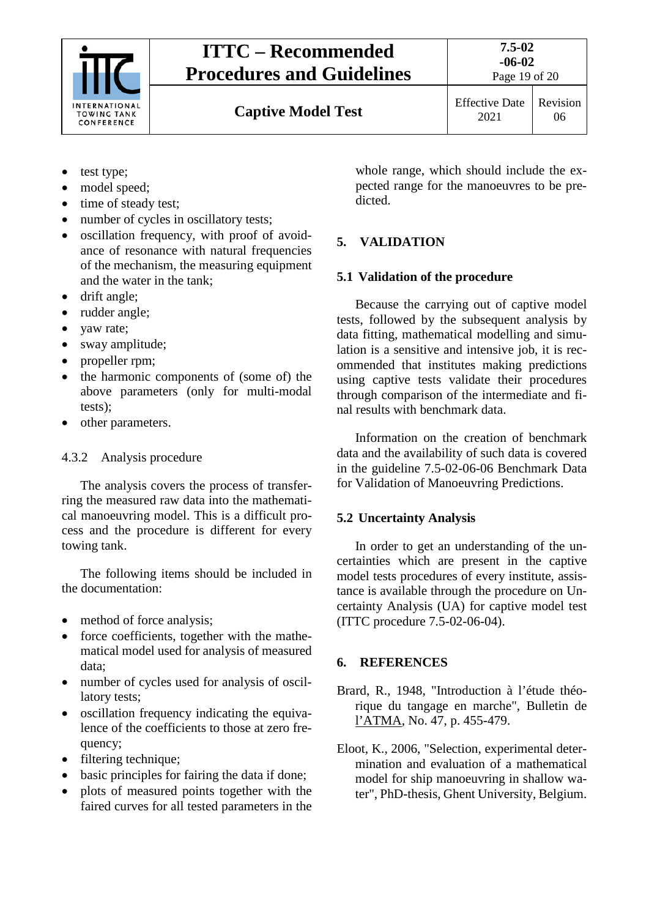- test type;
- model speed;
- time of steady test;
- number of cycles in oscillatory tests;
- oscillation frequency, with proof of avoidance of resonance with natural frequencies of the mechanism, the measuring equipment and the water in the tank;
- drift angle;
- rudder angle;
- yaw rate;
- sway amplitude;
- propeller rpm;
- the harmonic components of (some of) the above parameters (only for multi-modal tests);
- other parameters.

#### 4.3.2 Analysis procedure

The analysis covers the process of transferring the measured raw data into the mathematical manoeuvring model. This is a difficult process and the procedure is different for every towing tank.

The following items should be included in the documentation:

- method of force analysis;
- force coefficients, together with the mathematical model used for analysis of measured data;
- number of cycles used for analysis of oscillatory tests;
- oscillation frequency indicating the equivalence of the coefficients to those at zero frequency;
- filtering technique;
- basic principles for fairing the data if done;
- plots of measured points together with the faired curves for all tested parameters in the whole range, which should include the expected range for the manoeuvres to be predicted.

## 5. VALIDATION

### 5.1 Validation of the procedure

Because the carrying out of captive model tests, followed by the subsequent analysis by data fitting, mathematical modelling and simulation is a sensitive and intensive job, it is recommended that institutes making predictions using captive tests validate their procedures through comparison of the intermediate and final results with benchmark data.

Information on the creation of benchmark data and the availability of such data is covered in the guideline 7.5-02-06-06 Benchmark Data for Validation of Manoeuvring Predictions.

### 5.2 Uncertainty Analysis

In order to get an understanding of the uncertainties which are present in the captive model tests procedures of every institute, assistance is available through the procedure on Uncertainty Analysis (UA) for captive model test (ITTC procedure 7.5-02-06-04).

## 6. REFERENCES

Brard, R., 1948, "Introduction à l'étude théorique du tangage en marche", Bulletin de l'ATMA, No. 47, p. 455-479.

Eloot, K., 2006, "Selection, experimental determination and evaluation of a mathematical model for ship manoeuvring in shallow water", PhD-thesis, Ghent University, Belgium.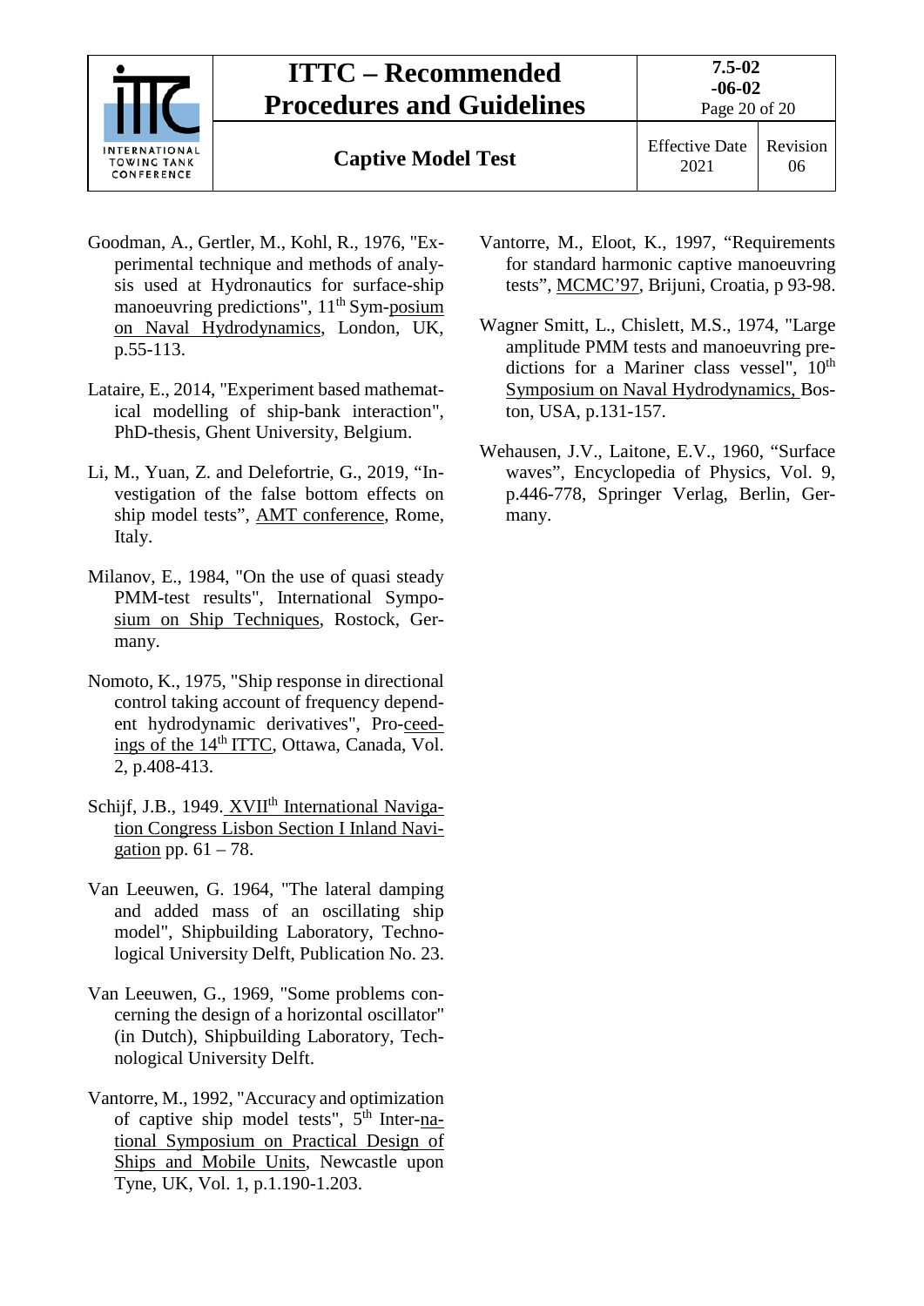Goodman, A., Gertler, M., Kohl, R., 1976, "Experimental technique and methods of analysis used at Hydronautics for surface-ship manoeuvring predictions", 11th Symposium on Naval Hydrodynamics, London, UK, p.55-113.

Lataire, E., 2014, "Experiment based mathematical modelling of ship-bank interaction", PhD-thesis, Ghent University, Belgium.

Li, M., Yuan, Z. and Delefortrie, G., 2019, "Investigation of the false bottom effects on ship model tests", AMT conference, Rome, Italy.

Milanov, E., 1984, "On the use of quasi steady PMM-test results", International Symposium on Ship Techniques, Rostock, Germany.

Nomoto, K., 1975, "Ship response in directional control taking account of frequency dependent hydrodynamic derivatives", Proceedings of the 14th ITTC, Ottawa, Canada, Vol. 2, p.408-413.

Schijf, J.B., 1949. XVIIth International Navigation Congress Lisbon Section I Inland Navigation pp. 61 – 78.

Van Leeuwen, G. 1964, "The lateral damping and added mass of an oscillating ship model", Shipbuilding Laboratory, Technological University Delft, Publication No. 23.

Van Leeuwen, G., 1969, "Some problems concerning the design of a horizontal oscillator" (in Dutch), Shipbuilding Laboratory, Technological University Delft.

Vantorre, M., 1992, "Accuracy and optimization of captive ship model tests", 5th International Symposium on Practical Design of Ships and Mobile Units, Newcastle upon Tyne, UK, Vol. 1, p.1.190-1.203.

Vantorre, M., Eloot, K., 1997, "Requirements for standard harmonic captive manoeuvring tests", MCMC'97, Brijuni, Croatia, p 93-98.

Wagner Smitt, L., Chislett, M.S., 1974, "Large amplitude PMM tests and manoeuvring predictions for a Mariner class vessel", 10th Symposium on Naval Hydrodynamics, Boston, USA, p.131-157.

Wehausen, J.V., Laitone, E.V., 1960, "Surface waves", Encyclopedia of Physics, Vol. 9, p.446-778, Springer Verlag, Berlin, Germany.